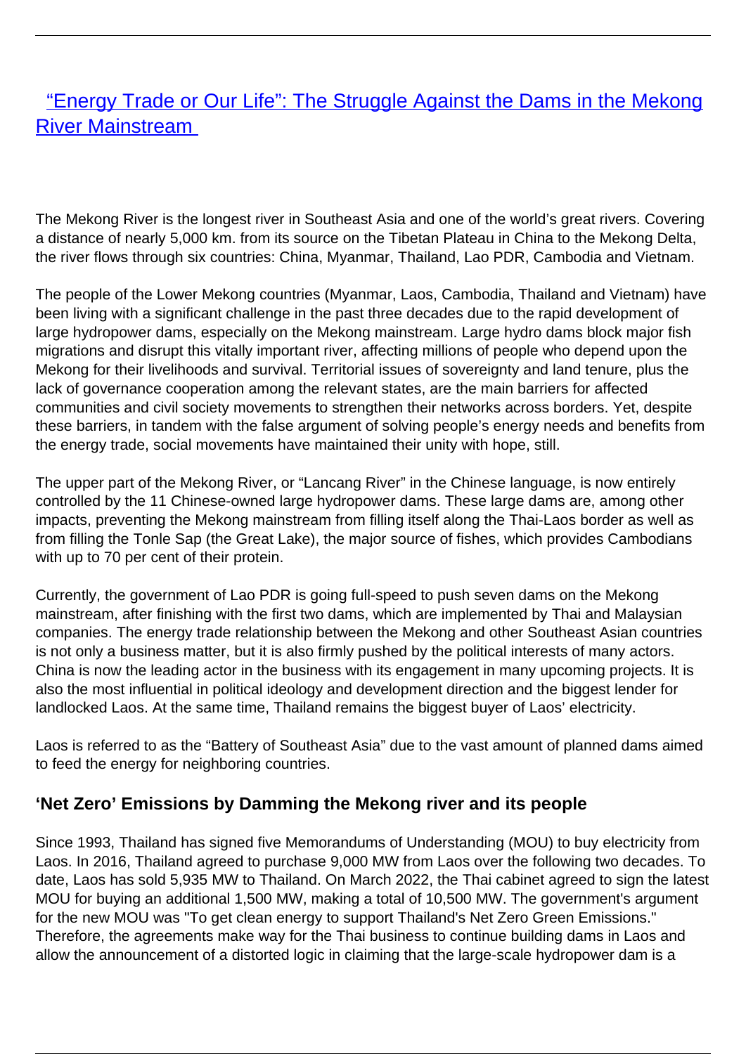# [“Energy Trade or Our Life”: The Struggle Against the Dams in the Mekong River Mainstream]

The Mekong River is the longest river in Southeast Asia and one of the world’s great rivers. Covering a distance of nearly 5,000 km. from its source on the Tibetan Plateau in China to the Mekong Delta, the river flows through six countries: China, Myanmar, Thailand, Lao PDR, Cambodia and Vietnam.

The people of the Lower Mekong countries (Myanmar, Laos, Cambodia, Thailand and Vietnam) have been living with a significant challenge in the past three decades due to the rapid development of large hydropower dams, especially on the Mekong mainstream. Large hydro dams block major fish migrations and disrupt this vitally important river, affecting millions of people who depend upon the Mekong for their livelihoods and survival. Territorial issues of sovereignty and land tenure, plus the lack of governance cooperation among the relevant states, are the main barriers for affected communities and civil society movements to strengthen their networks across borders. Yet, despite these barriers, in tandem with the false argument of solving people’s energy needs and benefits from the energy trade, social movements have maintained their unity with hope, still.

The upper part of the Mekong River, or “Lancang River” in the Chinese language, is now entirely controlled by the 11 Chinese-owned large hydropower dams. These large dams are, among other impacts, preventing the Mekong mainstream from filling itself along the Thai-Laos border as well as from filling the Tonle Sap (the Great Lake), the major source of fishes, which provides Cambodians with up to 70 per cent of their protein.

Currently, the government of Lao PDR is going full-speed to push seven dams on the Mekong mainstream, after finishing with the first two dams, which are implemented by Thai and Malaysian companies. The energy trade relationship between the Mekong and other Southeast Asian countries is not only a business matter, but it is also firmly pushed by the political interests of many actors. China is now the leading actor in the business with its engagement in many upcoming projects. It is also the most influential in political ideology and development direction and the biggest lender for landlocked Laos. At the same time, Thailand remains the biggest buyer of Laos’ electricity.

Laos is referred to as the “Battery of Southeast Asia” due to the vast amount of planned dams aimed to feed the energy for neighboring countries.

## ‘Net Zero’ Emissions by Damming the Mekong river and its people

Since 1993, Thailand has signed five Memorandums of Understanding (MOU) to buy electricity from Laos. In 2016, Thailand agreed to purchase 9,000 MW from Laos over the following two decades. To date, Laos has sold 5,935 MW to Thailand. On March 2022, the Thai cabinet agreed to sign the latest MOU for buying an additional 1,500 MW, making a total of 10,500 MW. The government's argument for the new MOU was "To get clean energy to support Thailand's Net Zero Green Emissions." Therefore, the agreements make way for the Thai business to continue building dams in Laos and allow the announcement of a distorted logic in claiming that the large-scale hydropower dam is a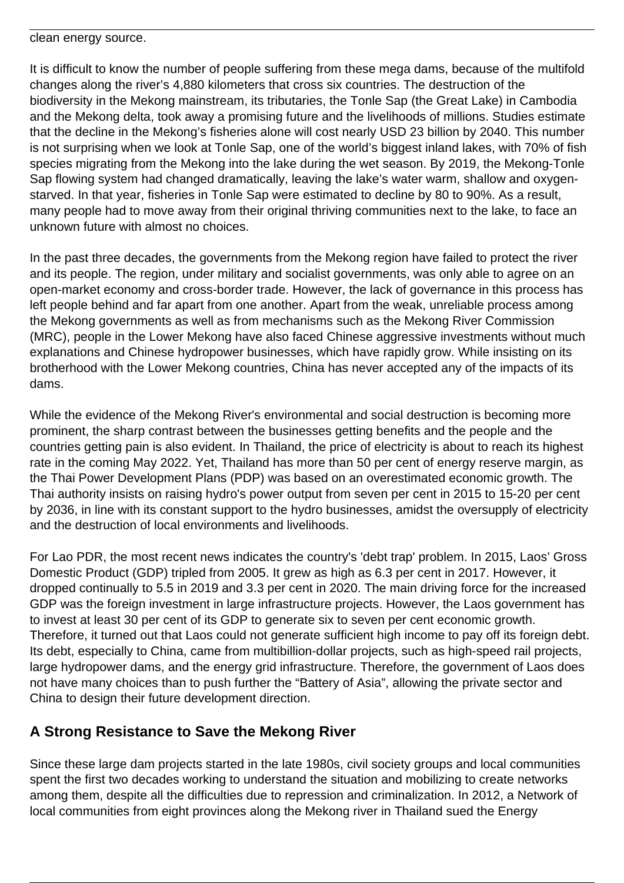clean energy source.

It is difficult to know the number of people suffering from these mega dams, because of the multifold changes along the river's 4,880 kilometers that cross six countries. The destruction of the biodiversity in the Mekong mainstream, its tributaries, the Tonle Sap (the Great Lake) in Cambodia and the Mekong delta, took away a promising future and the livelihoods of millions. Studies estimate that the decline in the Mekong's fisheries alone will cost nearly USD 23 billion by 2040. This number is not surprising when we look at Tonle Sap, one of the world's biggest inland lakes, with 70% of fish species migrating from the Mekong into the lake during the wet season. By 2019, the Mekong-Tonle Sap flowing system had changed dramatically, leaving the lake's water warm, shallow and oxygen-starved. In that year, fisheries in Tonle Sap were estimated to decline by 80 to 90%. As a result, many people had to move away from their original thriving communities next to the lake, to face an unknown future with almost no choices.

In the past three decades, the governments from the Mekong region have failed to protect the river and its people. The region, under military and socialist governments, was only able to agree on an open-market economy and cross-border trade. However, the lack of governance in this process has left people behind and far apart from one another. Apart from the weak, unreliable process among the Mekong governments as well as from mechanisms such as the Mekong River Commission (MRC), people in the Lower Mekong have also faced Chinese aggressive investments without much explanations and Chinese hydropower businesses, which have rapidly grow. While insisting on its brotherhood with the Lower Mekong countries, China has never accepted any of the impacts of its dams.

While the evidence of the Mekong River's environmental and social destruction is becoming more prominent, the sharp contrast between the businesses getting benefits and the people and the countries getting pain is also evident. In Thailand, the price of electricity is about to reach its highest rate in the coming May 2022. Yet, Thailand has more than 50 per cent of energy reserve margin, as the Thai Power Development Plans (PDP) was based on an overestimated economic growth. The Thai authority insists on raising hydro's power output from seven per cent in 2015 to 15-20 per cent by 2036, in line with its constant support to the hydro businesses, amidst the oversupply of electricity and the destruction of local environments and livelihoods.

For Lao PDR, the most recent news indicates the country's 'debt trap' problem. In 2015, Laos' Gross Domestic Product (GDP) tripled from 2005. It grew as high as 6.3 per cent in 2017. However, it dropped continually to 5.5 in 2019 and 3.3 per cent in 2020. The main driving force for the increased GDP was the foreign investment in large infrastructure projects. However, the Laos government has to invest at least 30 per cent of its GDP to generate six to seven per cent economic growth. Therefore, it turned out that Laos could not generate sufficient high income to pay off its foreign debt. Its debt, especially to China, came from multibillion-dollar projects, such as high-speed rail projects, large hydropower dams, and the energy grid infrastructure. Therefore, the government of Laos does not have many choices than to push further the "Battery of Asia", allowing the private sector and China to design their future development direction.

## A Strong Resistance to Save the Mekong River

Since these large dam projects started in the late 1980s, civil society groups and local communities spent the first two decades working to understand the situation and mobilizing to create networks among them, despite all the difficulties due to repression and criminalization. In 2012, a Network of local communities from eight provinces along the Mekong river in Thailand sued the Energy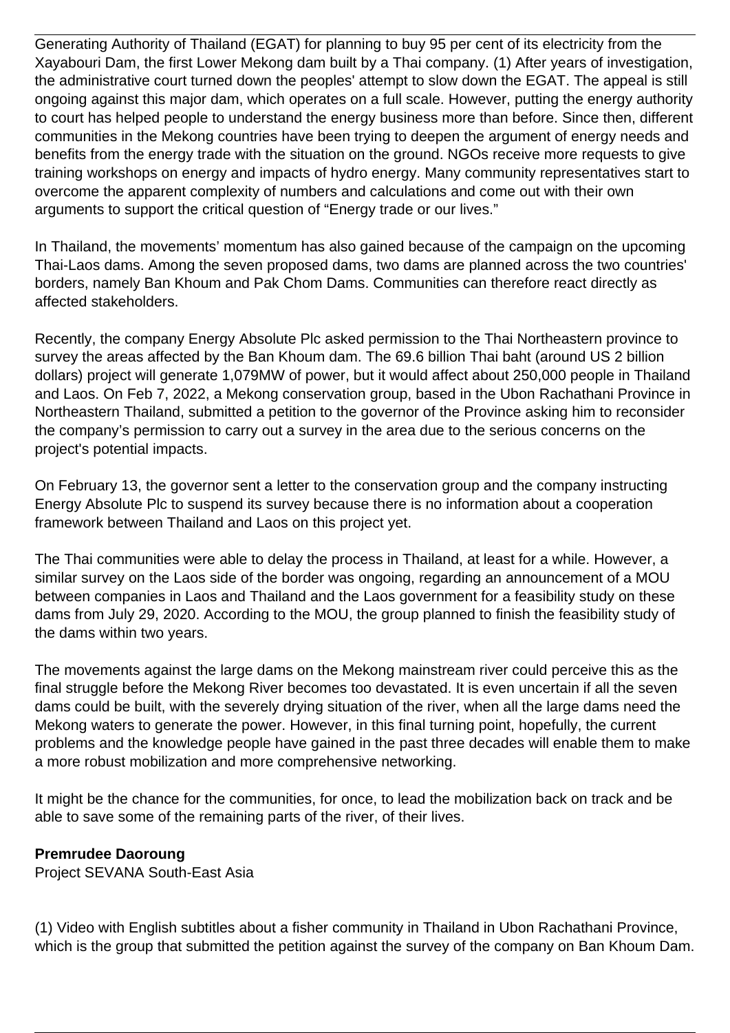Generating Authority of Thailand (EGAT) for planning to buy 95 per cent of its electricity from the Xayabouri Dam, the first Lower Mekong dam built by a Thai company. (1) After years of investigation, the administrative court turned down the peoples' attempt to slow down the EGAT. The appeal is still ongoing against this major dam, which operates on a full scale. However, putting the energy authority to court has helped people to understand the energy business more than before. Since then, different communities in the Mekong countries have been trying to deepen the argument of energy needs and benefits from the energy trade with the situation on the ground. NGOs receive more requests to give training workshops on energy and impacts of hydro energy. Many community representatives start to overcome the apparent complexity of numbers and calculations and come out with their own arguments to support the critical question of "Energy trade or our lives."

In Thailand, the movements' momentum has also gained because of the campaign on the upcoming Thai-Laos dams. Among the seven proposed dams, two dams are planned across the two countries' borders, namely Ban Khoum and Pak Chom Dams. Communities can therefore react directly as affected stakeholders.

Recently, the company Energy Absolute Plc asked permission to the Thai Northeastern province to survey the areas affected by the Ban Khoum dam. The 69.6 billion Thai baht (around US 2 billion dollars) project will generate 1,079MW of power, but it would affect about 250,000 people in Thailand and Laos. On Feb 7, 2022, a Mekong conservation group, based in the Ubon Rachathani Province in Northeastern Thailand, submitted a petition to the governor of the Province asking him to reconsider the company's permission to carry out a survey in the area due to the serious concerns on the project's potential impacts.

On February 13, the governor sent a letter to the conservation group and the company instructing Energy Absolute Plc to suspend its survey because there is no information about a cooperation framework between Thailand and Laos on this project yet.

The Thai communities were able to delay the process in Thailand, at least for a while. However, a similar survey on the Laos side of the border was ongoing, regarding an announcement of a MOU between companies in Laos and Thailand and the Laos government for a feasibility study on these dams from July 29, 2020. According to the MOU, the group planned to finish the feasibility study of the dams within two years.

The movements against the large dams on the Mekong mainstream river could perceive this as the final struggle before the Mekong River becomes too devastated. It is even uncertain if all the seven dams could be built, with the severely drying situation of the river, when all the large dams need the Mekong waters to generate the power. However, in this final turning point, hopefully, the current problems and the knowledge people have gained in the past three decades will enable them to make a more robust mobilization and more comprehensive networking.

It might be the chance for the communities, for once, to lead the mobilization back on track and be able to save some of the remaining parts of the river, of their lives.

**Premrudee Daoroung**
Project SEVANA South-East Asia

(1) Video with English subtitles about a fisher community in Thailand in Ubon Rachathani Province, which is the group that submitted the petition against the survey of the company on Ban Khoum Dam.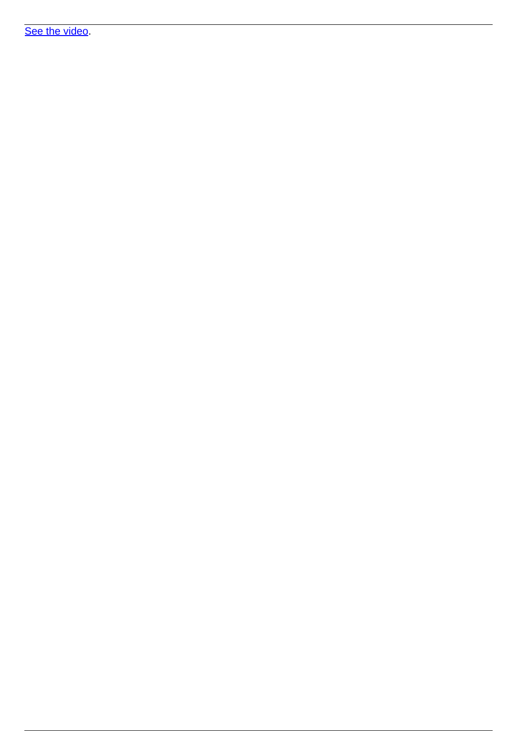[See the video](#).